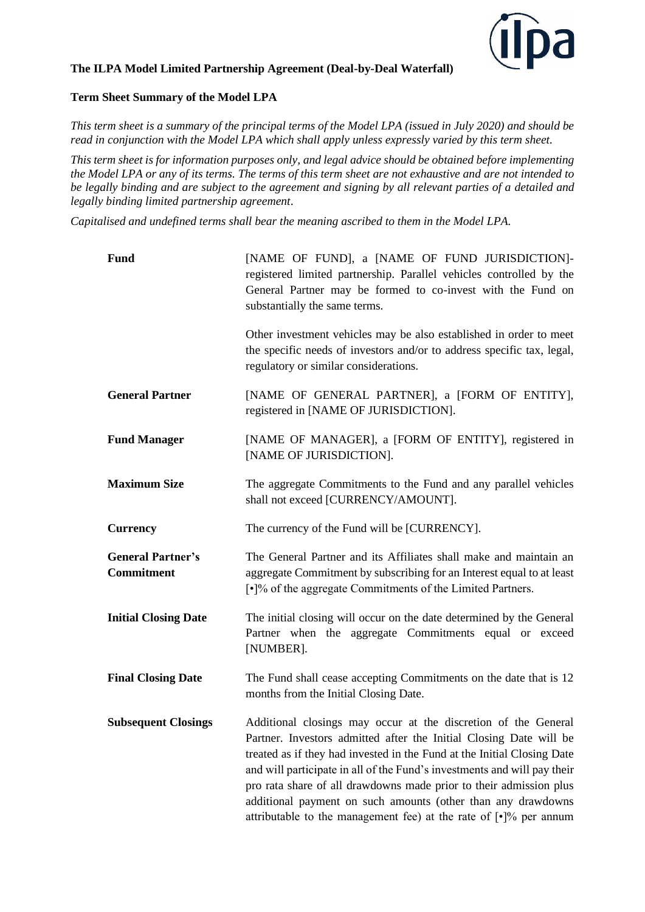**The ILPA Model Limited Partnership Agreement (Deal-by-Deal Waterfall)**

**Term Sheet Summary of the Model LPA**

*This term sheet is a summary of the principal terms of the Model LPA (issued in July 2020) and should be read in conjunction with the Model LPA which shall apply unless expressly varied by this term sheet.*

*This term sheet is for information purposes only, and legal advice should be obtained before implementing the Model LPA or any of its terms. The terms of this term sheet are not exhaustive and are not intended to be legally binding and are subject to the agreement and signing by all relevant parties of a detailed and legally binding limited partnership agreement.*

*Capitalised and undefined terms shall bear the meaning ascribed to them in the Model LPA.*

| | |
|---|---|
| **Fund** | [NAME OF FUND], a [NAME OF FUND JURISDICTION]-registered limited partnership. Parallel vehicles controlled by the General Partner may be formed to co-invest with the Fund on substantially the same terms.<br><br>Other investment vehicles may be also established in order to meet the specific needs of investors and/or to address specific tax, legal, regulatory or similar considerations. |
| **General Partner** | [NAME OF GENERAL PARTNER], a [FORM OF ENTITY], registered in [NAME OF JURISDICTION]. |
| **Fund Manager** | [NAME OF MANAGER], a [FORM OF ENTITY], registered in [NAME OF JURISDICTION]. |
| **Maximum Size** | The aggregate Commitments to the Fund and any parallel vehicles shall not exceed [CURRENCY/AMOUNT]. |
| **Currency** | The currency of the Fund will be [CURRENCY]. |
| **General Partner's Commitment** | The General Partner and its Affiliates shall make and maintain an aggregate Commitment by subscribing for an Interest equal to at least [•]% of the aggregate Commitments of the Limited Partners. |
| **Initial Closing Date** | The initial closing will occur on the date determined by the General Partner when the aggregate Commitments equal or exceed [NUMBER]. |
| **Final Closing Date** | The Fund shall cease accepting Commitments on the date that is 12 months from the Initial Closing Date. |
| **Subsequent Closings** | Additional closings may occur at the discretion of the General Partner. Investors admitted after the Initial Closing Date will be treated as if they had invested in the Fund at the Initial Closing Date and will participate in all of the Fund's investments and will pay their pro rata share of all drawdowns made prior to their admission plus additional payment on such amounts (other than any drawdowns attributable to the management fee) at the rate of [•]% per annum |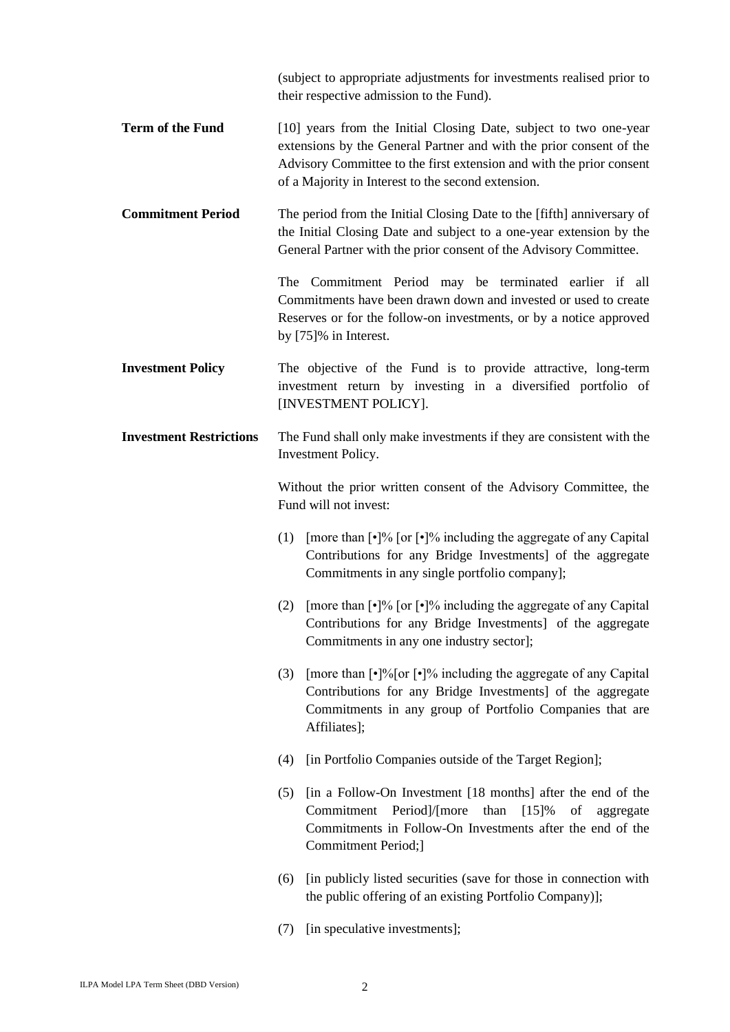(subject to appropriate adjustments for investments realised prior to their respective admission to the Fund).

**Term of the Fund**

[10] years from the Initial Closing Date, subject to two one-year extensions by the General Partner and with the prior consent of the Advisory Committee to the first extension and with the prior consent of a Majority in Interest to the second extension.

**Commitment Period**

The period from the Initial Closing Date to the [fifth] anniversary of the Initial Closing Date and subject to a one-year extension by the General Partner with the prior consent of the Advisory Committee.

The Commitment Period may be terminated earlier if all Commitments have been drawn down and invested or used to create Reserves or for the follow-on investments, or by a notice approved by [75]% in Interest.

**Investment Policy**

The objective of the Fund is to provide attractive, long-term investment return by investing in a diversified portfolio of [INVESTMENT POLICY].

**Investment Restrictions**

The Fund shall only make investments if they are consistent with the Investment Policy.

Without the prior written consent of the Advisory Committee, the Fund will not invest:

(1) [more than [•]% [or [•]% including the aggregate of any Capital Contributions for any Bridge Investments] of the aggregate Commitments in any single portfolio company];

(2) [more than [•]% [or [•]% including the aggregate of any Capital Contributions for any Bridge Investments] of the aggregate Commitments in any one industry sector];

(3) [more than [•]%[or [•]% including the aggregate of any Capital Contributions for any Bridge Investments] of the aggregate Commitments in any group of Portfolio Companies that are Affiliates];

(4) [in Portfolio Companies outside of the Target Region];

(5) [in a Follow-On Investment [18 months] after the end of the Commitment Period]/[more than [15]% of aggregate Commitments in Follow-On Investments after the end of the Commitment Period;]

(6) [in publicly listed securities (save for those in connection with the public offering of an existing Portfolio Company)];

(7) [in speculative investments];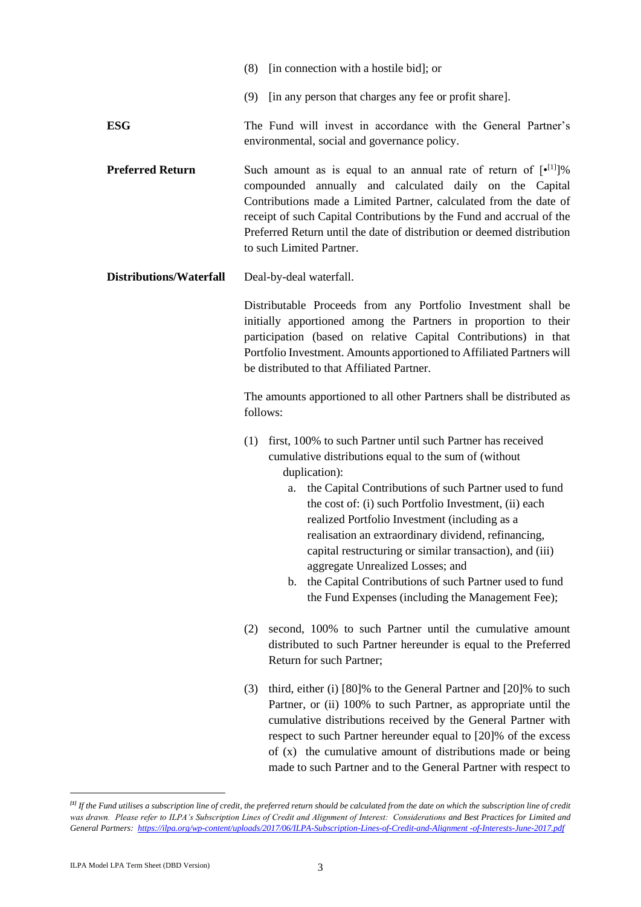(8) [in connection with a hostile bid]; or

(9) [in any person that charges any fee or profit share].

**ESG**

The Fund will invest in accordance with the General Partner's environmental, social and governance policy.

**Preferred Return**

Such amount as is equal to an annual rate of return of [•[1]]% compounded annually and calculated daily on the Capital Contributions made a Limited Partner, calculated from the date of receipt of such Capital Contributions by the Fund and accrual of the Preferred Return until the date of distribution or deemed distribution to such Limited Partner.

**Distributions/Waterfall**

Deal-by-deal waterfall.

Distributable Proceeds from any Portfolio Investment shall be initially apportioned among the Partners in proportion to their participation (based on relative Capital Contributions) in that Portfolio Investment. Amounts apportioned to Affiliated Partners will be distributed to that Affiliated Partner.

The amounts apportioned to all other Partners shall be distributed as follows:

(1) first, 100% to such Partner until such Partner has received cumulative distributions equal to the sum of (without duplication):

   a. the Capital Contributions of such Partner used to fund the cost of: (i) such Portfolio Investment, (ii) each realized Portfolio Investment (including as a realisation an extraordinary dividend, refinancing, capital restructuring or similar transaction), and (iii) aggregate Unrealized Losses; and

   b. the Capital Contributions of such Partner used to fund the Fund Expenses (including the Management Fee);

(2) second, 100% to such Partner until the cumulative amount distributed to such Partner hereunder is equal to the Preferred Return for such Partner;

(3) third, either (i) [80]% to the General Partner and [20]% to such Partner, or (ii) 100% to such Partner, as appropriate until the cumulative distributions received by the General Partner with respect to such Partner hereunder equal to [20]% of the excess of (x) the cumulative amount of distributions made or being made to such Partner and to the General Partner with respect to

---

*[1] If the Fund utilises a subscription line of credit, the preferred return should be calculated from the date on which the subscription line of credit was drawn. Please refer to ILPA's Subscription Lines of Credit and Alignment of Interest: Considerations and Best Practices for Limited and General Partners: https://ilpa.org/wp-content/uploads/2017/06/ILPA-Subscription-Lines-of-Credit-and-Alignment -of-Interests-June-2017.pdf*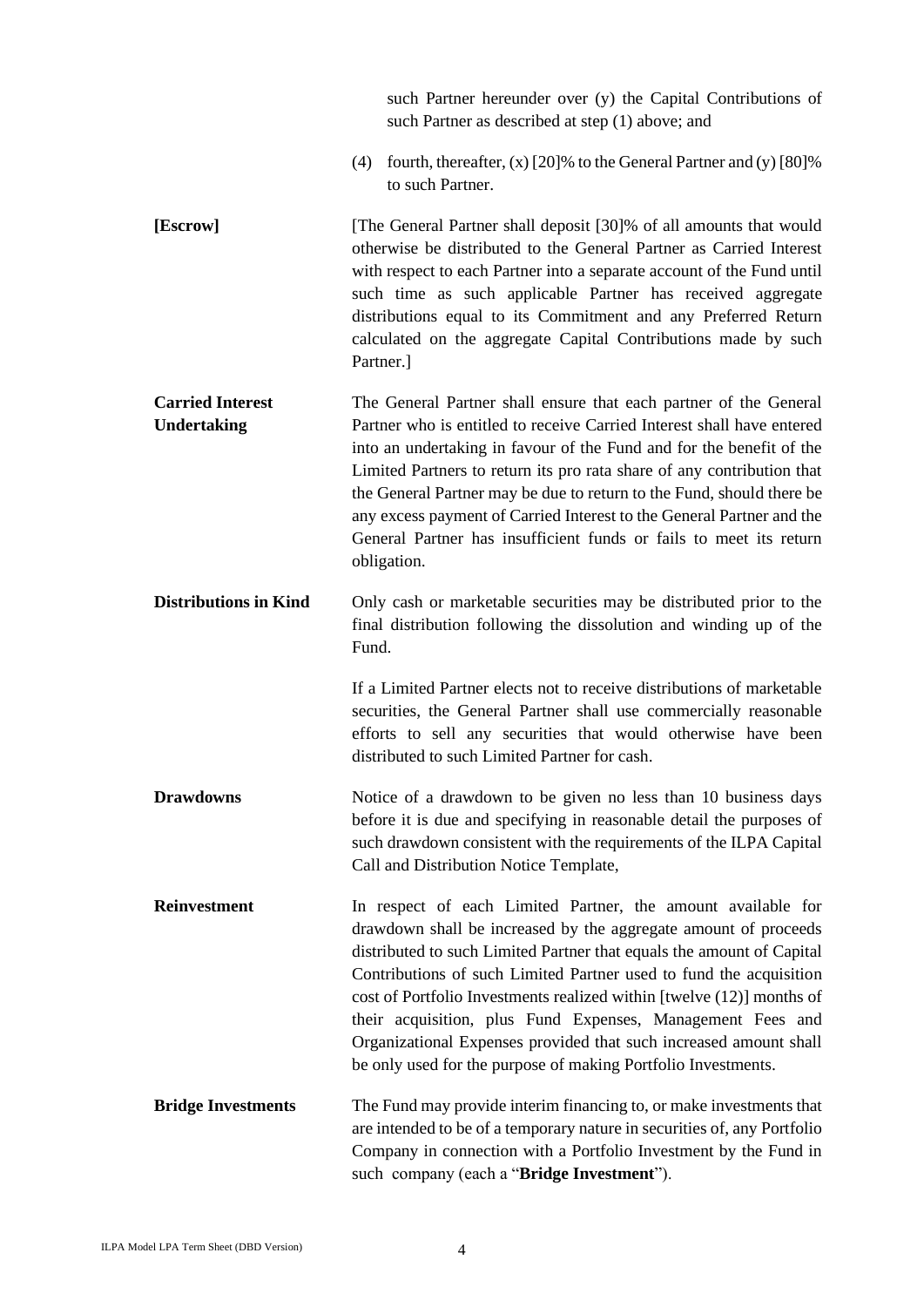such Partner hereunder over (y) the Capital Contributions of such Partner as described at step (1) above; and

(4) fourth, thereafter, (x) [20]% to the General Partner and (y) [80]% to such Partner.

**[Escrow]**

[The General Partner shall deposit [30]% of all amounts that would otherwise be distributed to the General Partner as Carried Interest with respect to each Partner into a separate account of the Fund until such time as such applicable Partner has received aggregate distributions equal to its Commitment and any Preferred Return calculated on the aggregate Capital Contributions made by such Partner.]

**Carried Interest Undertaking**

The General Partner shall ensure that each partner of the General Partner who is entitled to receive Carried Interest shall have entered into an undertaking in favour of the Fund and for the benefit of the Limited Partners to return its pro rata share of any contribution that the General Partner may be due to return to the Fund, should there be any excess payment of Carried Interest to the General Partner and the General Partner has insufficient funds or fails to meet its return obligation.

**Distributions in Kind**

Only cash or marketable securities may be distributed prior to the final distribution following the dissolution and winding up of the Fund.

If a Limited Partner elects not to receive distributions of marketable securities, the General Partner shall use commercially reasonable efforts to sell any securities that would otherwise have been distributed to such Limited Partner for cash.

**Drawdowns**

Notice of a drawdown to be given no less than 10 business days before it is due and specifying in reasonable detail the purposes of such drawdown consistent with the requirements of the ILPA Capital Call and Distribution Notice Template,

**Reinvestment**

In respect of each Limited Partner, the amount available for drawdown shall be increased by the aggregate amount of proceeds distributed to such Limited Partner that equals the amount of Capital Contributions of such Limited Partner used to fund the acquisition cost of Portfolio Investments realized within [twelve (12)] months of their acquisition, plus Fund Expenses, Management Fees and Organizational Expenses provided that such increased amount shall be only used for the purpose of making Portfolio Investments.

**Bridge Investments**

The Fund may provide interim financing to, or make investments that are intended to be of a temporary nature in securities of, any Portfolio Company in connection with a Portfolio Investment by the Fund in such company (each a "**Bridge Investment**").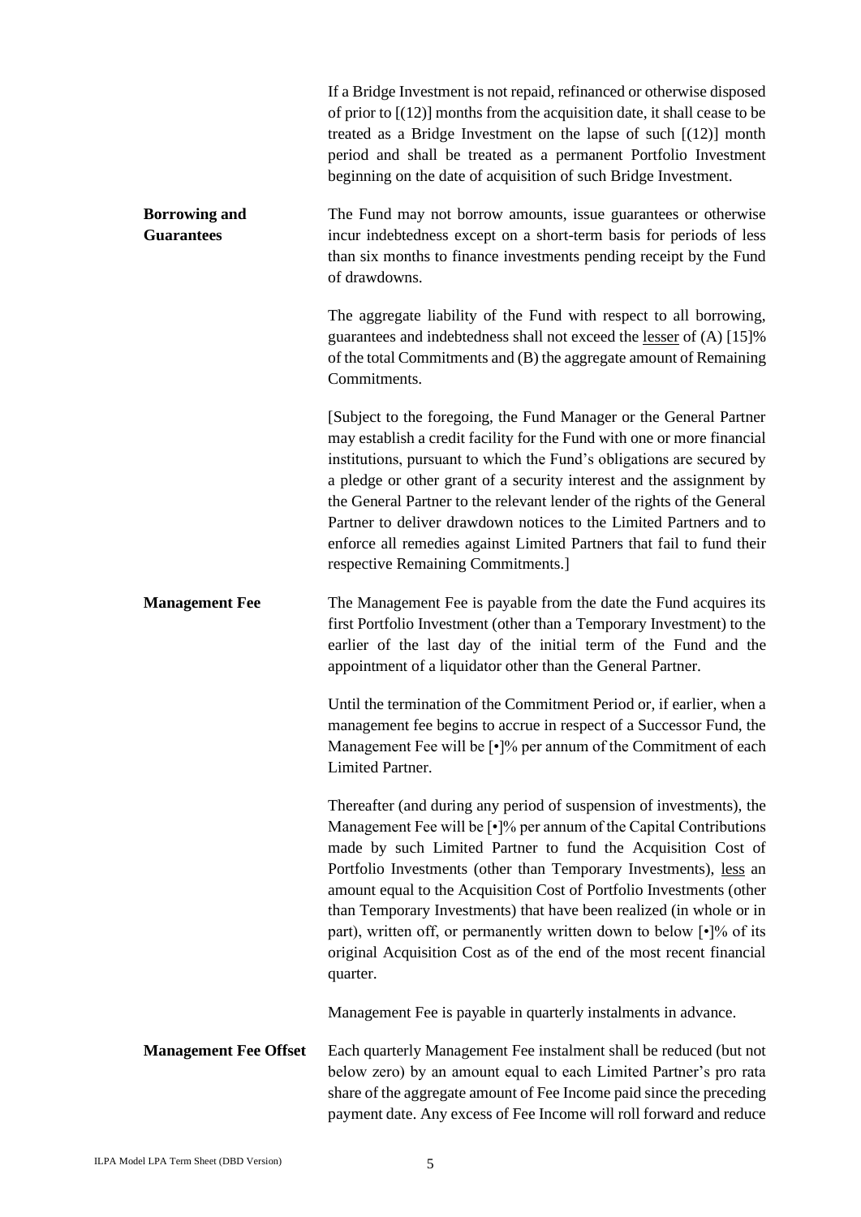If a Bridge Investment is not repaid, refinanced or otherwise disposed of prior to [(12)] months from the acquisition date, it shall cease to be treated as a Bridge Investment on the lapse of such [(12)] month period and shall be treated as a permanent Portfolio Investment beginning on the date of acquisition of such Bridge Investment.

**Borrowing and Guarantees**

The Fund may not borrow amounts, issue guarantees or otherwise incur indebtedness except on a short-term basis for periods of less than six months to finance investments pending receipt by the Fund of drawdowns.

The aggregate liability of the Fund with respect to all borrowing, guarantees and indebtedness shall not exceed the <u>lesser</u> of (A) [15]% of the total Commitments and (B) the aggregate amount of Remaining Commitments.

[Subject to the foregoing, the Fund Manager or the General Partner may establish a credit facility for the Fund with one or more financial institutions, pursuant to which the Fund's obligations are secured by a pledge or other grant of a security interest and the assignment by the General Partner to the relevant lender of the rights of the General Partner to deliver drawdown notices to the Limited Partners and to enforce all remedies against Limited Partners that fail to fund their respective Remaining Commitments.]

**Management Fee**

The Management Fee is payable from the date the Fund acquires its first Portfolio Investment (other than a Temporary Investment) to the earlier of the last day of the initial term of the Fund and the appointment of a liquidator other than the General Partner.

Until the termination of the Commitment Period or, if earlier, when a management fee begins to accrue in respect of a Successor Fund, the Management Fee will be [•]% per annum of the Commitment of each Limited Partner.

Thereafter (and during any period of suspension of investments), the Management Fee will be [•]% per annum of the Capital Contributions made by such Limited Partner to fund the Acquisition Cost of Portfolio Investments (other than Temporary Investments), <u>less</u> an amount equal to the Acquisition Cost of Portfolio Investments (other than Temporary Investments) that have been realized (in whole or in part), written off, or permanently written down to below [•]% of its original Acquisition Cost as of the end of the most recent financial quarter.

Management Fee is payable in quarterly instalments in advance.

**Management Fee Offset**

Each quarterly Management Fee instalment shall be reduced (but not below zero) by an amount equal to each Limited Partner's pro rata share of the aggregate amount of Fee Income paid since the preceding payment date. Any excess of Fee Income will roll forward and reduce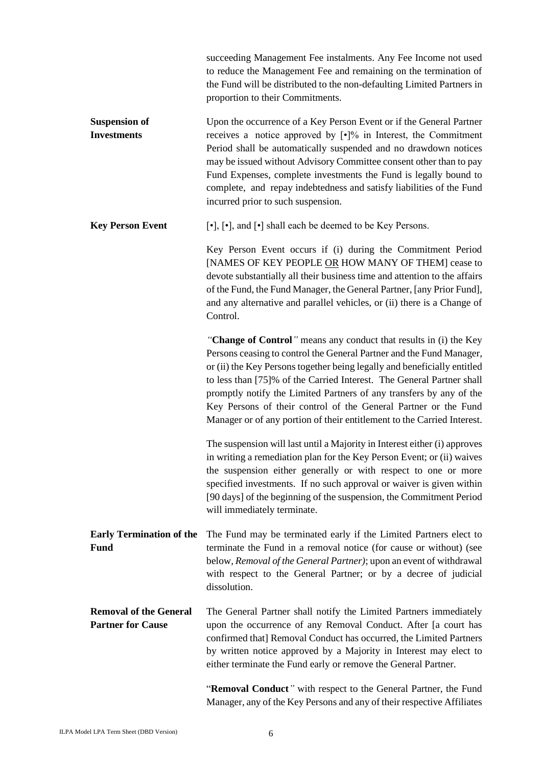succeeding Management Fee instalments. Any Fee Income not used to reduce the Management Fee and remaining on the termination of the Fund will be distributed to the non-defaulting Limited Partners in proportion to their Commitments.

**Suspension of Investments**

Upon the occurrence of a Key Person Event or if the General Partner receives a notice approved by [•]% in Interest, the Commitment Period shall be automatically suspended and no drawdown notices may be issued without Advisory Committee consent other than to pay Fund Expenses, complete investments the Fund is legally bound to complete, and repay indebtedness and satisfy liabilities of the Fund incurred prior to such suspension.

**Key Person Event**

[•], [•], and [•] shall each be deemed to be Key Persons.

Key Person Event occurs if (i) during the Commitment Period [NAMES OF KEY PEOPLE OR HOW MANY OF THEM] cease to devote substantially all their business time and attention to the affairs of the Fund, the Fund Manager, the General Partner, [any Prior Fund], and any alternative and parallel vehicles, or (ii) there is a Change of Control.

*"***Change of Control***"* means any conduct that results in (i) the Key Persons ceasing to control the General Partner and the Fund Manager, or (ii) the Key Persons together being legally and beneficially entitled to less than [75]% of the Carried Interest. The General Partner shall promptly notify the Limited Partners of any transfers by any of the Key Persons of their control of the General Partner or the Fund Manager or of any portion of their entitlement to the Carried Interest.

The suspension will last until a Majority in Interest either (i) approves in writing a remediation plan for the Key Person Event; or (ii) waives the suspension either generally or with respect to one or more specified investments. If no such approval or waiver is given within [90 days] of the beginning of the suspension, the Commitment Period will immediately terminate.

**Early Termination of the Fund**

The Fund may be terminated early if the Limited Partners elect to terminate the Fund in a removal notice (for cause or without) (see below, *Removal of the General Partner)*; upon an event of withdrawal with respect to the General Partner; or by a decree of judicial dissolution.

**Removal of the General Partner for Cause**

The General Partner shall notify the Limited Partners immediately upon the occurrence of any Removal Conduct. After [a court has confirmed that] Removal Conduct has occurred, the Limited Partners by written notice approved by a Majority in Interest may elect to either terminate the Fund early or remove the General Partner.

"**Removal Conduct***"* with respect to the General Partner, the Fund Manager, any of the Key Persons and any of their respective Affiliates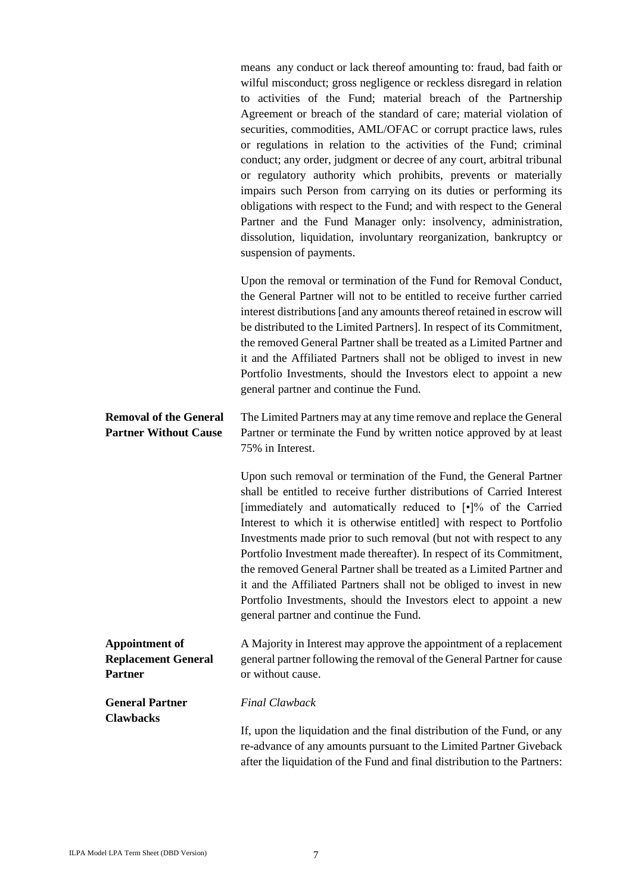means any conduct or lack thereof amounting to: fraud, bad faith or wilful misconduct; gross negligence or reckless disregard in relation to activities of the Fund; material breach of the Partnership Agreement or breach of the standard of care; material violation of securities, commodities, AML/OFAC or corrupt practice laws, rules or regulations in relation to the activities of the Fund; criminal conduct; any order, judgment or decree of any court, arbitral tribunal or regulatory authority which prohibits, prevents or materially impairs such Person from carrying on its duties or performing its obligations with respect to the Fund; and with respect to the General Partner and the Fund Manager only: insolvency, administration, dissolution, liquidation, involuntary reorganization, bankruptcy or suspension of payments.

Upon the removal or termination of the Fund for Removal Conduct, the General Partner will not to be entitled to receive further carried interest distributions [and any amounts thereof retained in escrow will be distributed to the Limited Partners]. In respect of its Commitment, the removed General Partner shall be treated as a Limited Partner and it and the Affiliated Partners shall not be obliged to invest in new Portfolio Investments, should the Investors elect to appoint a new general partner and continue the Fund.

**Removal of the General Partner Without Cause**

The Limited Partners may at any time remove and replace the General Partner or terminate the Fund by written notice approved by at least 75% in Interest.

Upon such removal or termination of the Fund, the General Partner shall be entitled to receive further distributions of Carried Interest [immediately and automatically reduced to [•]% of the Carried Interest to which it is otherwise entitled] with respect to Portfolio Investments made prior to such removal (but not with respect to any Portfolio Investment made thereafter). In respect of its Commitment, the removed General Partner shall be treated as a Limited Partner and it and the Affiliated Partners shall not be obliged to invest in new Portfolio Investments, should the Investors elect to appoint a new general partner and continue the Fund.

**Appointment of Replacement General Partner**

A Majority in Interest may approve the appointment of a replacement general partner following the removal of the General Partner for cause or without cause.

**General Partner Clawbacks**

*Final Clawback*

If, upon the liquidation and the final distribution of the Fund, or any re-advance of any amounts pursuant to the Limited Partner Giveback after the liquidation of the Fund and final distribution to the Partners: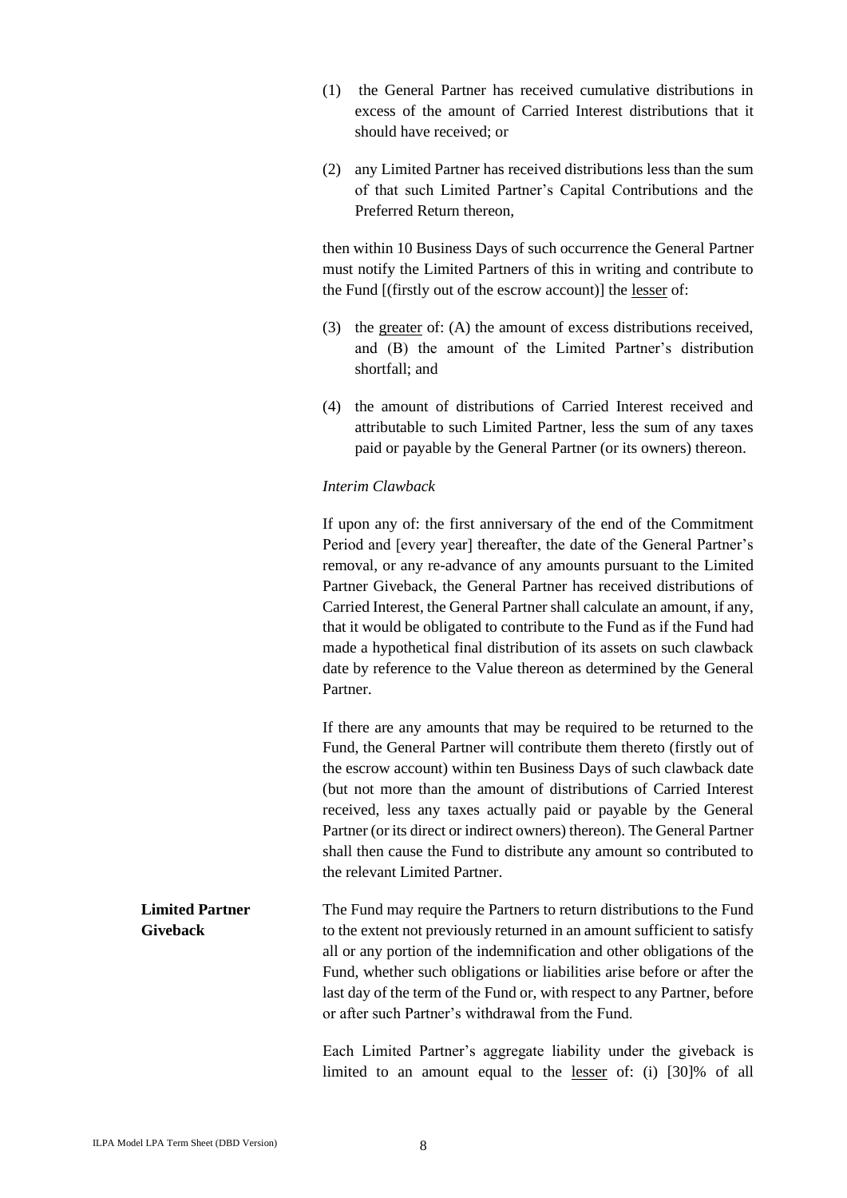(1) the General Partner has received cumulative distributions in excess of the amount of Carried Interest distributions that it should have received; or

(2) any Limited Partner has received distributions less than the sum of that such Limited Partner's Capital Contributions and the Preferred Return thereon,

then within 10 Business Days of such occurrence the General Partner must notify the Limited Partners of this in writing and contribute to the Fund [(firstly out of the escrow account)] the lesser of:

(3) the greater of: (A) the amount of excess distributions received, and (B) the amount of the Limited Partner's distribution shortfall; and

(4) the amount of distributions of Carried Interest received and attributable to such Limited Partner, less the sum of any taxes paid or payable by the General Partner (or its owners) thereon.

*Interim Clawback*

If upon any of: the first anniversary of the end of the Commitment Period and [every year] thereafter, the date of the General Partner's removal, or any re-advance of any amounts pursuant to the Limited Partner Giveback, the General Partner has received distributions of Carried Interest, the General Partner shall calculate an amount, if any, that it would be obligated to contribute to the Fund as if the Fund had made a hypothetical final distribution of its assets on such clawback date by reference to the Value thereon as determined by the General Partner.

If there are any amounts that may be required to be returned to the Fund, the General Partner will contribute them thereto (firstly out of the escrow account) within ten Business Days of such clawback date (but not more than the amount of distributions of Carried Interest received, less any taxes actually paid or payable by the General Partner (or its direct or indirect owners) thereon). The General Partner shall then cause the Fund to distribute any amount so contributed to the relevant Limited Partner.

**Limited Partner Giveback**

The Fund may require the Partners to return distributions to the Fund to the extent not previously returned in an amount sufficient to satisfy all or any portion of the indemnification and other obligations of the Fund, whether such obligations or liabilities arise before or after the last day of the term of the Fund or, with respect to any Partner, before or after such Partner's withdrawal from the Fund.

Each Limited Partner's aggregate liability under the giveback is limited to an amount equal to the lesser of: (i) [30]% of all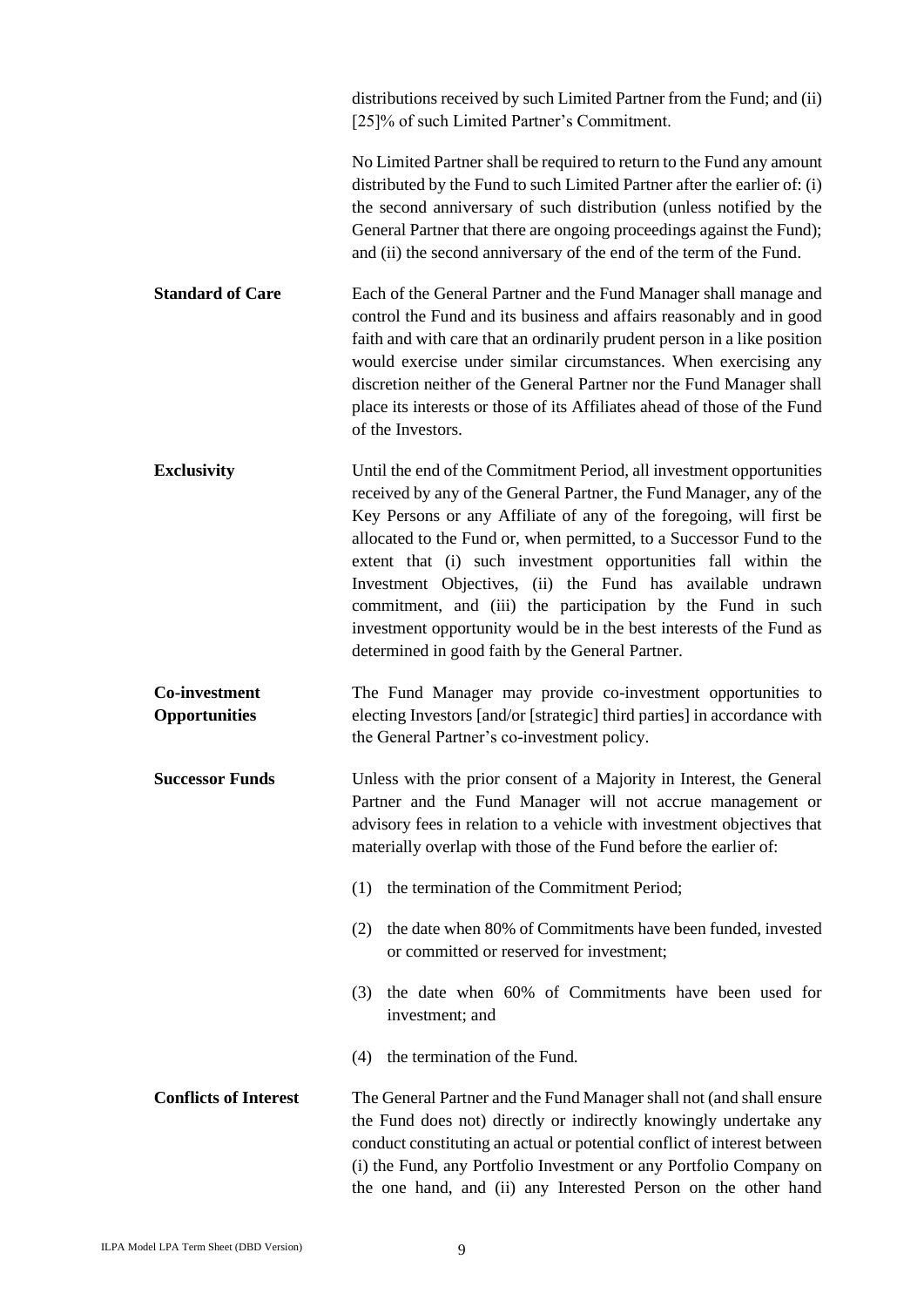distributions received by such Limited Partner from the Fund; and (ii) [25]% of such Limited Partner's Commitment.

No Limited Partner shall be required to return to the Fund any amount distributed by the Fund to such Limited Partner after the earlier of: (i) the second anniversary of such distribution (unless notified by the General Partner that there are ongoing proceedings against the Fund); and (ii) the second anniversary of the end of the term of the Fund.

**Standard of Care**

Each of the General Partner and the Fund Manager shall manage and control the Fund and its business and affairs reasonably and in good faith and with care that an ordinarily prudent person in a like position would exercise under similar circumstances. When exercising any discretion neither of the General Partner nor the Fund Manager shall place its interests or those of its Affiliates ahead of those of the Fund of the Investors.

**Exclusivity**

Until the end of the Commitment Period, all investment opportunities received by any of the General Partner, the Fund Manager, any of the Key Persons or any Affiliate of any of the foregoing, will first be allocated to the Fund or, when permitted, to a Successor Fund to the extent that (i) such investment opportunities fall within the Investment Objectives, (ii) the Fund has available undrawn commitment, and (iii) the participation by the Fund in such investment opportunity would be in the best interests of the Fund as determined in good faith by the General Partner.

**Co-investment Opportunities**

The Fund Manager may provide co-investment opportunities to electing Investors [and/or [strategic] third parties] in accordance with the General Partner's co-investment policy.

**Successor Funds**

Unless with the prior consent of a Majority in Interest, the General Partner and the Fund Manager will not accrue management or advisory fees in relation to a vehicle with investment objectives that materially overlap with those of the Fund before the earlier of:

(1) the termination of the Commitment Period;

(2) the date when 80% of Commitments have been funded, invested or committed or reserved for investment;

(3) the date when 60% of Commitments have been used for investment; and

(4) the termination of the Fund.

**Conflicts of Interest**

The General Partner and the Fund Manager shall not (and shall ensure the Fund does not) directly or indirectly knowingly undertake any conduct constituting an actual or potential conflict of interest between (i) the Fund, any Portfolio Investment or any Portfolio Company on the one hand, and (ii) any Interested Person on the other hand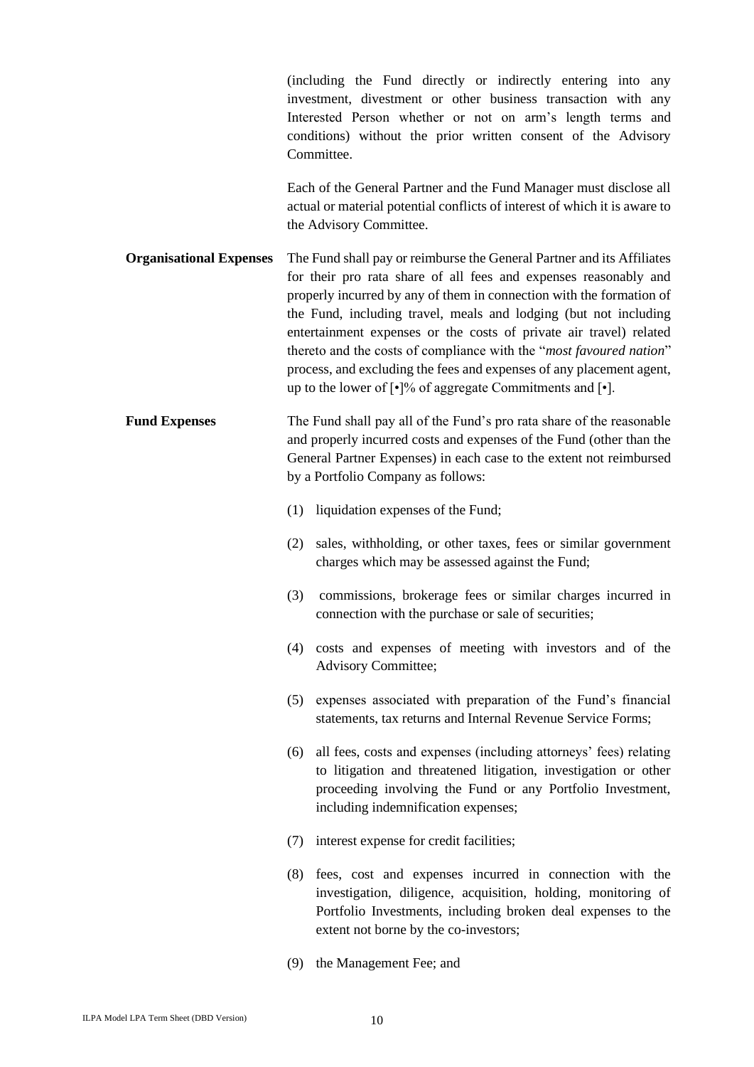(including the Fund directly or indirectly entering into any investment, divestment or other business transaction with any Interested Person whether or not on arm's length terms and conditions) without the prior written consent of the Advisory Committee.

Each of the General Partner and the Fund Manager must disclose all actual or material potential conflicts of interest of which it is aware to the Advisory Committee.

**Organisational Expenses**

The Fund shall pay or reimburse the General Partner and its Affiliates for their pro rata share of all fees and expenses reasonably and properly incurred by any of them in connection with the formation of the Fund, including travel, meals and lodging (but not including entertainment expenses or the costs of private air travel) related thereto and the costs of compliance with the "*most favoured nation*" process, and excluding the fees and expenses of any placement agent, up to the lower of [•]% of aggregate Commitments and [•].

**Fund Expenses**

The Fund shall pay all of the Fund's pro rata share of the reasonable and properly incurred costs and expenses of the Fund (other than the General Partner Expenses) in each case to the extent not reimbursed by a Portfolio Company as follows:

(1) liquidation expenses of the Fund;

(2) sales, withholding, or other taxes, fees or similar government charges which may be assessed against the Fund;

(3) commissions, brokerage fees or similar charges incurred in connection with the purchase or sale of securities;

(4) costs and expenses of meeting with investors and of the Advisory Committee;

(5) expenses associated with preparation of the Fund's financial statements, tax returns and Internal Revenue Service Forms;

(6) all fees, costs and expenses (including attorneys' fees) relating to litigation and threatened litigation, investigation or other proceeding involving the Fund or any Portfolio Investment, including indemnification expenses;

(7) interest expense for credit facilities;

(8) fees, cost and expenses incurred in connection with the investigation, diligence, acquisition, holding, monitoring of Portfolio Investments, including broken deal expenses to the extent not borne by the co-investors;

(9) the Management Fee; and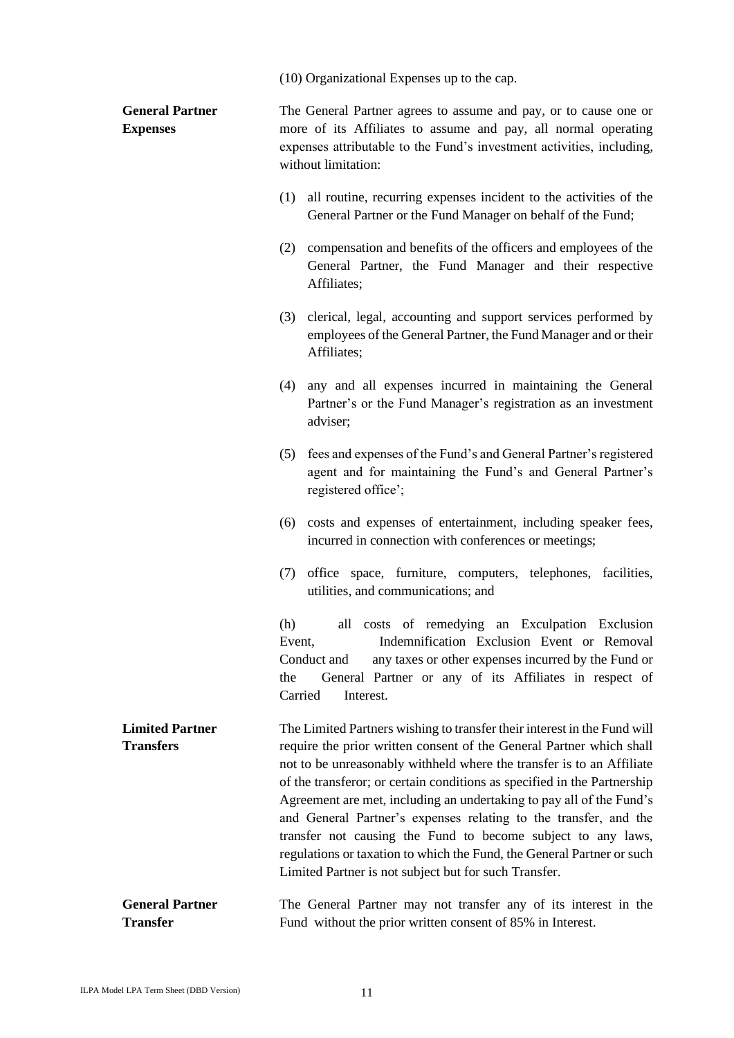(10) Organizational Expenses up to the cap.

**General Partner Expenses**

The General Partner agrees to assume and pay, or to cause one or more of its Affiliates to assume and pay, all normal operating expenses attributable to the Fund's investment activities, including, without limitation:

(1) all routine, recurring expenses incident to the activities of the General Partner or the Fund Manager on behalf of the Fund;

(2) compensation and benefits of the officers and employees of the General Partner, the Fund Manager and their respective Affiliates;

(3) clerical, legal, accounting and support services performed by employees of the General Partner, the Fund Manager and or their Affiliates;

(4) any and all expenses incurred in maintaining the General Partner's or the Fund Manager's registration as an investment adviser;

(5) fees and expenses of the Fund's and General Partner's registered agent and for maintaining the Fund's and General Partner's registered office';

(6) costs and expenses of entertainment, including speaker fees, incurred in connection with conferences or meetings;

(7) office space, furniture, computers, telephones, facilities, utilities, and communications; and

(h) all costs of remedying an Exculpation Exclusion Event, Indemnification Exclusion Event or Removal Conduct and any taxes or other expenses incurred by the Fund or the General Partner or any of its Affiliates in respect of Carried Interest.

**Limited Partner Transfers**

The Limited Partners wishing to transfer their interest in the Fund will require the prior written consent of the General Partner which shall not to be unreasonably withheld where the transfer is to an Affiliate of the transferor; or certain conditions as specified in the Partnership Agreement are met, including an undertaking to pay all of the Fund's and General Partner's expenses relating to the transfer, and the transfer not causing the Fund to become subject to any laws, regulations or taxation to which the Fund, the General Partner or such Limited Partner is not subject but for such Transfer.

**General Partner Transfer**

The General Partner may not transfer any of its interest in the Fund without the prior written consent of 85% in Interest.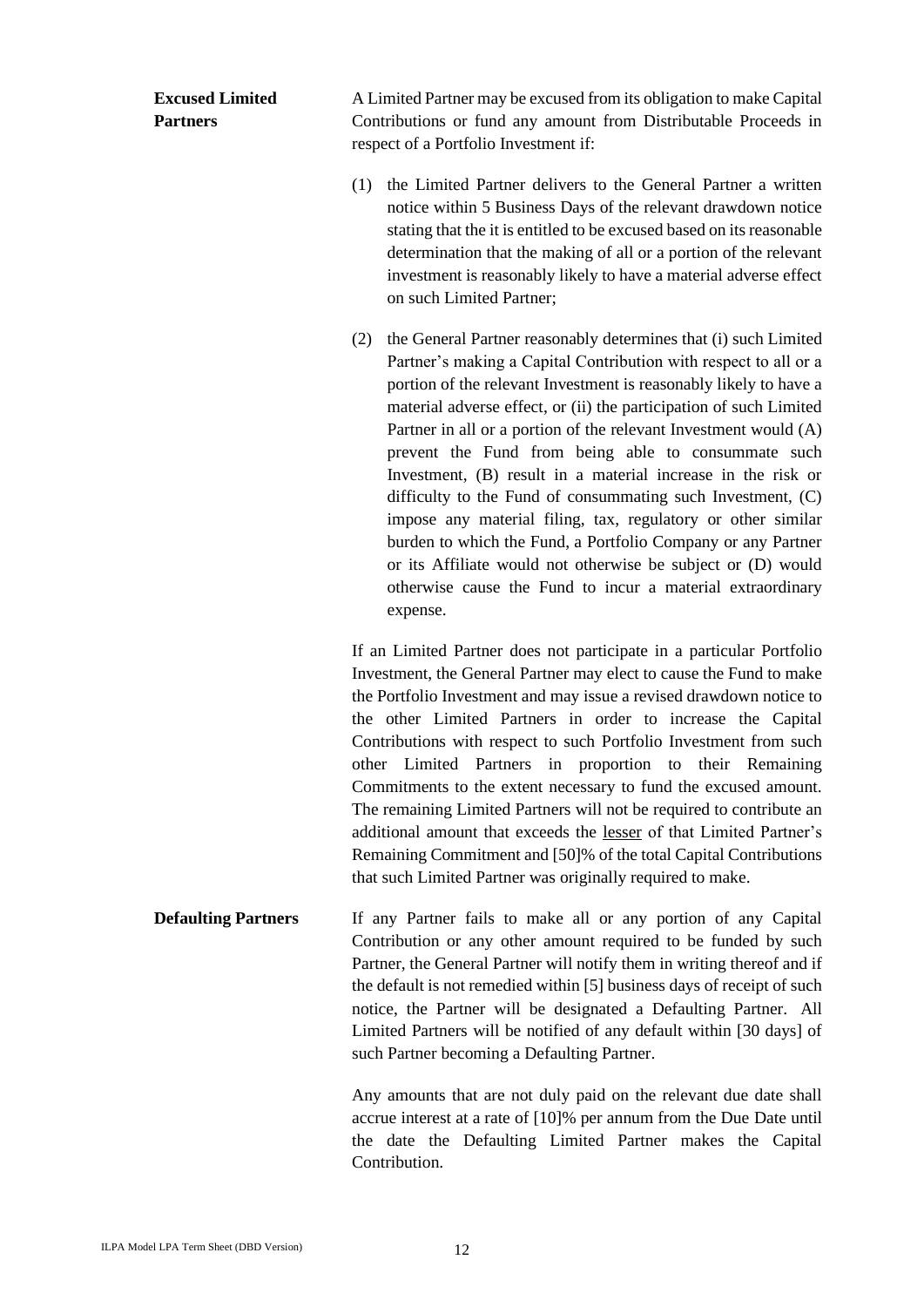**Excused Limited Partners**

A Limited Partner may be excused from its obligation to make Capital Contributions or fund any amount from Distributable Proceeds in respect of a Portfolio Investment if:

(1) the Limited Partner delivers to the General Partner a written notice within 5 Business Days of the relevant drawdown notice stating that the it is entitled to be excused based on its reasonable determination that the making of all or a portion of the relevant investment is reasonably likely to have a material adverse effect on such Limited Partner;

(2) the General Partner reasonably determines that (i) such Limited Partner's making a Capital Contribution with respect to all or a portion of the relevant Investment is reasonably likely to have a material adverse effect, or (ii) the participation of such Limited Partner in all or a portion of the relevant Investment would (A) prevent the Fund from being able to consummate such Investment, (B) result in a material increase in the risk or difficulty to the Fund of consummating such Investment, (C) impose any material filing, tax, regulatory or other similar burden to which the Fund, a Portfolio Company or any Partner or its Affiliate would not otherwise be subject or (D) would otherwise cause the Fund to incur a material extraordinary expense.

If an Limited Partner does not participate in a particular Portfolio Investment, the General Partner may elect to cause the Fund to make the Portfolio Investment and may issue a revised drawdown notice to the other Limited Partners in order to increase the Capital Contributions with respect to such Portfolio Investment from such other Limited Partners in proportion to their Remaining Commitments to the extent necessary to fund the excused amount. The remaining Limited Partners will not be required to contribute an additional amount that exceeds the <u>lesser</u> of that Limited Partner's Remaining Commitment and [50]% of the total Capital Contributions that such Limited Partner was originally required to make.

**Defaulting Partners**

If any Partner fails to make all or any portion of any Capital Contribution or any other amount required to be funded by such Partner, the General Partner will notify them in writing thereof and if the default is not remedied within [5] business days of receipt of such notice, the Partner will be designated a Defaulting Partner. All Limited Partners will be notified of any default within [30 days] of such Partner becoming a Defaulting Partner.

Any amounts that are not duly paid on the relevant due date shall accrue interest at a rate of [10]% per annum from the Due Date until the date the Defaulting Limited Partner makes the Capital Contribution.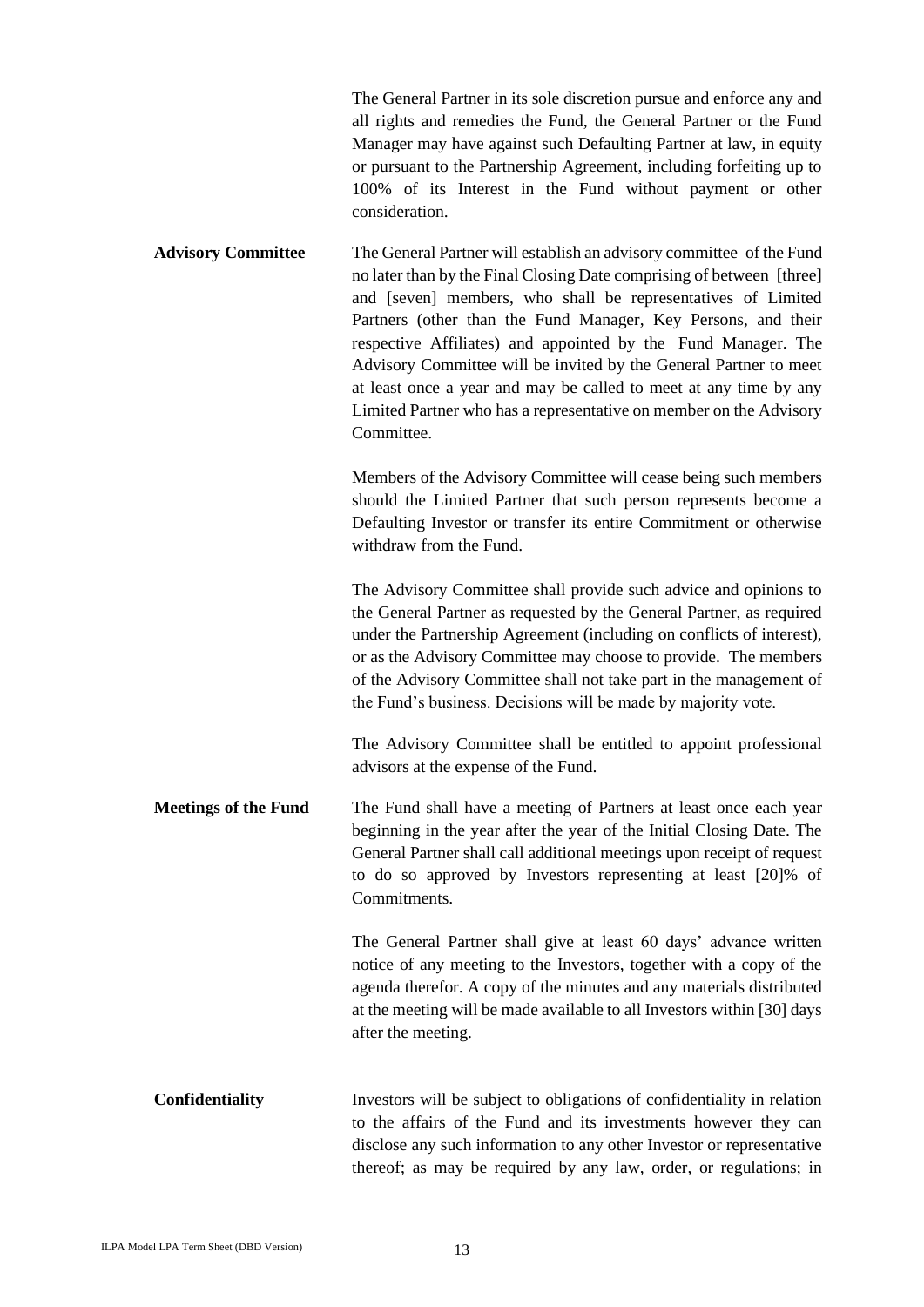The General Partner in its sole discretion pursue and enforce any and all rights and remedies the Fund, the General Partner or the Fund Manager may have against such Defaulting Partner at law, in equity or pursuant to the Partnership Agreement, including forfeiting up to 100% of its Interest in the Fund without payment or other consideration.

**Advisory Committee**

The General Partner will establish an advisory committee of the Fund no later than by the Final Closing Date comprising of between [three] and [seven] members, who shall be representatives of Limited Partners (other than the Fund Manager, Key Persons, and their respective Affiliates) and appointed by the Fund Manager. The Advisory Committee will be invited by the General Partner to meet at least once a year and may be called to meet at any time by any Limited Partner who has a representative on member on the Advisory Committee.

Members of the Advisory Committee will cease being such members should the Limited Partner that such person represents become a Defaulting Investor or transfer its entire Commitment or otherwise withdraw from the Fund.

The Advisory Committee shall provide such advice and opinions to the General Partner as requested by the General Partner, as required under the Partnership Agreement (including on conflicts of interest), or as the Advisory Committee may choose to provide. The members of the Advisory Committee shall not take part in the management of the Fund's business. Decisions will be made by majority vote.

The Advisory Committee shall be entitled to appoint professional advisors at the expense of the Fund.

**Meetings of the Fund**

The Fund shall have a meeting of Partners at least once each year beginning in the year after the year of the Initial Closing Date. The General Partner shall call additional meetings upon receipt of request to do so approved by Investors representing at least [20]% of Commitments.

The General Partner shall give at least 60 days' advance written notice of any meeting to the Investors, together with a copy of the agenda therefor. A copy of the minutes and any materials distributed at the meeting will be made available to all Investors within [30] days after the meeting.

**Confidentiality**

Investors will be subject to obligations of confidentiality in relation to the affairs of the Fund and its investments however they can disclose any such information to any other Investor or representative thereof; as may be required by any law, order, or regulations; in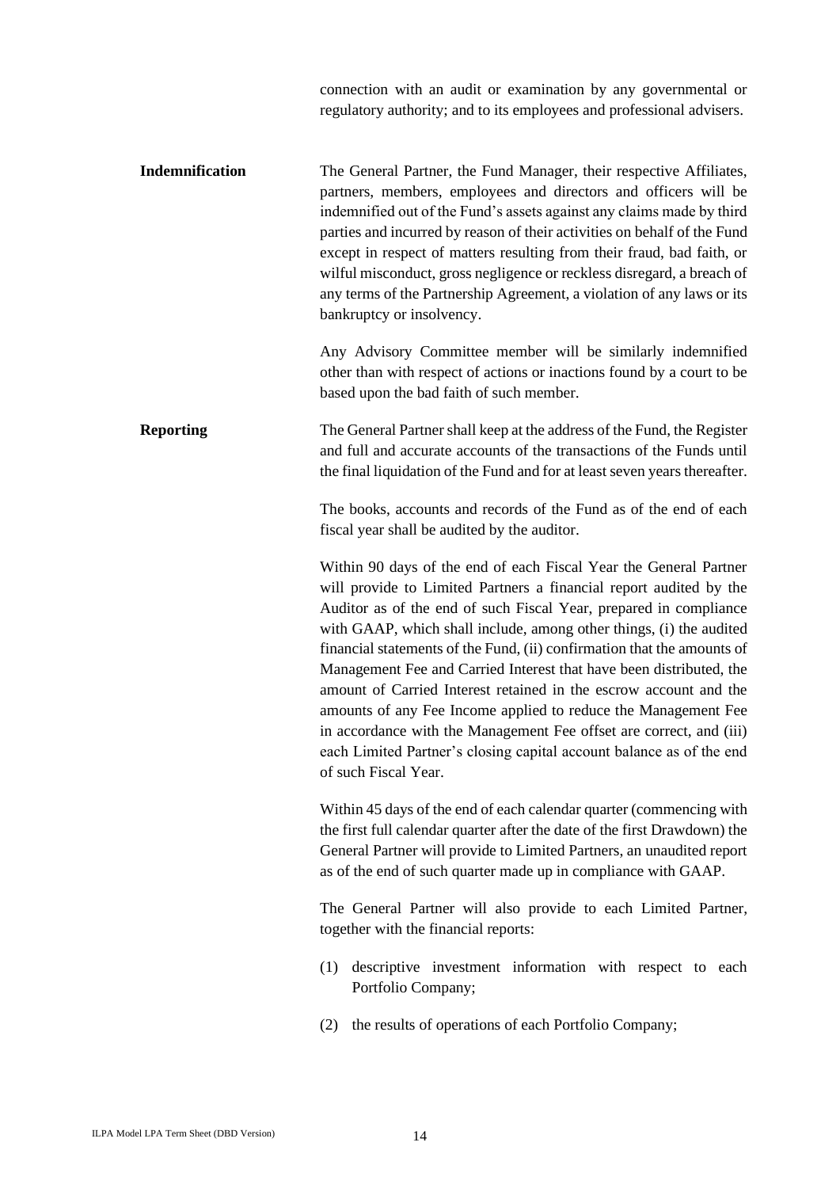connection with an audit or examination by any governmental or regulatory authority; and to its employees and professional advisers.

**Indemnification**

The General Partner, the Fund Manager, their respective Affiliates, partners, members, employees and directors and officers will be indemnified out of the Fund's assets against any claims made by third parties and incurred by reason of their activities on behalf of the Fund except in respect of matters resulting from their fraud, bad faith, or wilful misconduct, gross negligence or reckless disregard, a breach of any terms of the Partnership Agreement, a violation of any laws or its bankruptcy or insolvency.

Any Advisory Committee member will be similarly indemnified other than with respect of actions or inactions found by a court to be based upon the bad faith of such member.

**Reporting**

The General Partner shall keep at the address of the Fund, the Register and full and accurate accounts of the transactions of the Funds until the final liquidation of the Fund and for at least seven years thereafter.

The books, accounts and records of the Fund as of the end of each fiscal year shall be audited by the auditor.

Within 90 days of the end of each Fiscal Year the General Partner will provide to Limited Partners a financial report audited by the Auditor as of the end of such Fiscal Year, prepared in compliance with GAAP, which shall include, among other things, (i) the audited financial statements of the Fund, (ii) confirmation that the amounts of Management Fee and Carried Interest that have been distributed, the amount of Carried Interest retained in the escrow account and the amounts of any Fee Income applied to reduce the Management Fee in accordance with the Management Fee offset are correct, and (iii) each Limited Partner's closing capital account balance as of the end of such Fiscal Year.

Within 45 days of the end of each calendar quarter (commencing with the first full calendar quarter after the date of the first Drawdown) the General Partner will provide to Limited Partners, an unaudited report as of the end of such quarter made up in compliance with GAAP.

The General Partner will also provide to each Limited Partner, together with the financial reports:

(1) descriptive investment information with respect to each Portfolio Company;

(2) the results of operations of each Portfolio Company;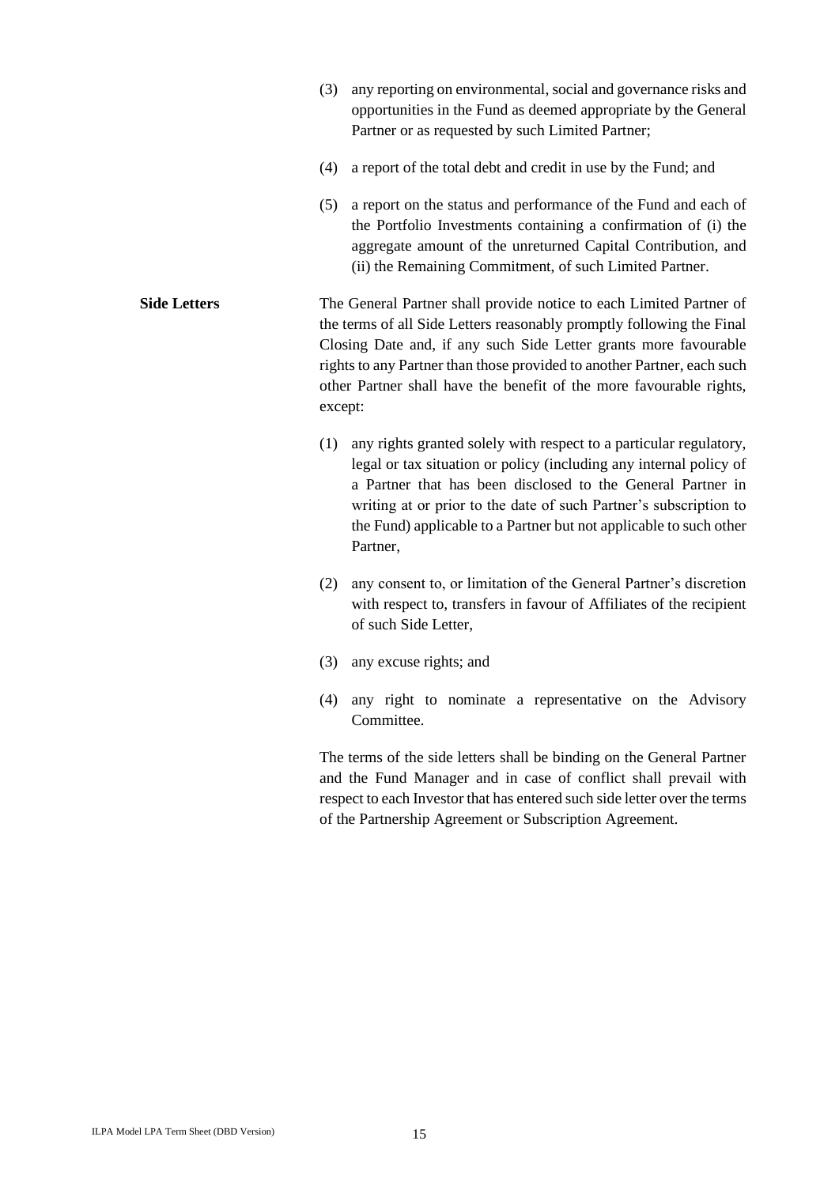(3) any reporting on environmental, social and governance risks and opportunities in the Fund as deemed appropriate by the General Partner or as requested by such Limited Partner;

(4) a report of the total debt and credit in use by the Fund; and

(5) a report on the status and performance of the Fund and each of the Portfolio Investments containing a confirmation of (i) the aggregate amount of the unreturned Capital Contribution, and (ii) the Remaining Commitment, of such Limited Partner.

**Side Letters**

The General Partner shall provide notice to each Limited Partner of the terms of all Side Letters reasonably promptly following the Final Closing Date and, if any such Side Letter grants more favourable rights to any Partner than those provided to another Partner, each such other Partner shall have the benefit of the more favourable rights, except:

(1) any rights granted solely with respect to a particular regulatory, legal or tax situation or policy (including any internal policy of a Partner that has been disclosed to the General Partner in writing at or prior to the date of such Partner's subscription to the Fund) applicable to a Partner but not applicable to such other Partner,

(2) any consent to, or limitation of the General Partner's discretion with respect to, transfers in favour of Affiliates of the recipient of such Side Letter,

(3) any excuse rights; and

(4) any right to nominate a representative on the Advisory Committee.

The terms of the side letters shall be binding on the General Partner and the Fund Manager and in case of conflict shall prevail with respect to each Investor that has entered such side letter over the terms of the Partnership Agreement or Subscription Agreement.